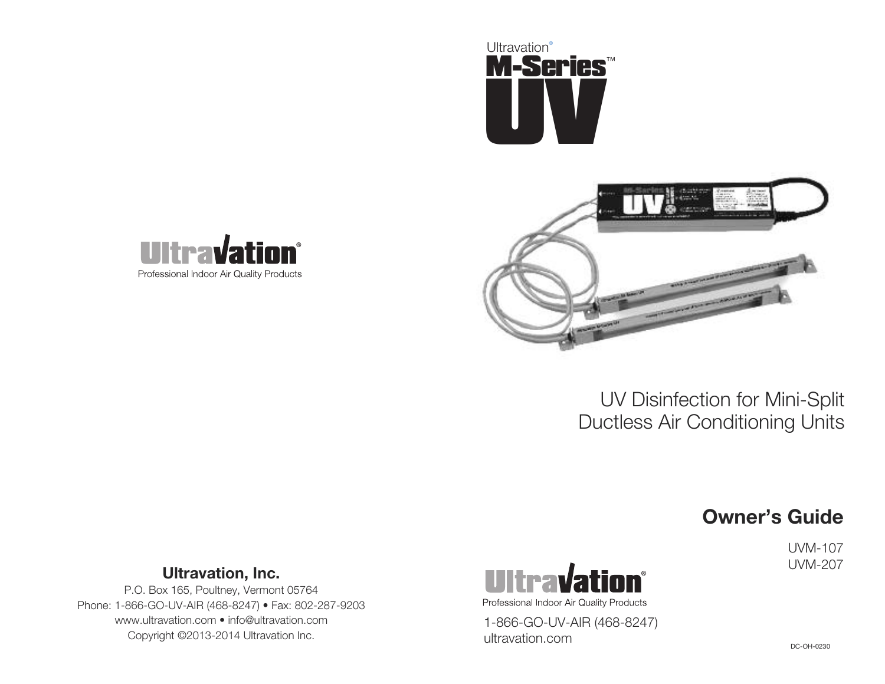Ultravation®

# M-Series™ UV

Ultravation®

Professional Indoor Air Quality Products

## UV Disinfection for Mini-Split Ductless Air Conditioning Units

## Owner's Guide

UVM-107
UVM-207

**Ultravation, Inc.**

P.O. Box 165, Poultney, Vermont 05764
Phone: 1-866-GO-UV-AIR (468-8247) • Fax: 802-287-9203
www.ultravation.com • info@ultravation.com
Copyright ©2013-2014 Ultravation Inc.

Ultravation®

Professional Indoor Air Quality Products

1-866-GO-UV-AIR (468-8247)
ultravation.com

DC-OH-0230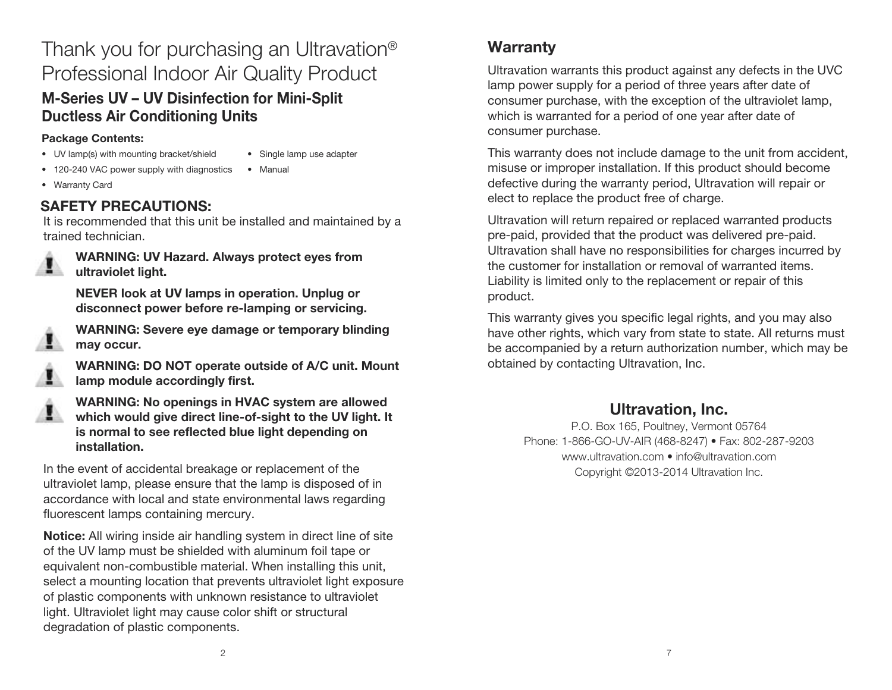# Thank you for purchasing an Ultravation® Professional Indoor Air Quality Product

## M-Series UV – UV Disinfection for Mini-Split Ductless Air Conditioning Units

**Package Contents:**

- UV lamp(s) with mounting bracket/shield
- 120-240 VAC power supply with diagnostics
- Warranty Card
- Single lamp use adapter
- Manual

## SAFETY PRECAUTIONS:

It is recommended that this unit be installed and maintained by a trained technician.

**WARNING: UV Hazard. Always protect eyes from ultraviolet light.**

**NEVER look at UV lamps in operation. Unplug or disconnect power before re-lamping or servicing.**

**WARNING: Severe eye damage or temporary blinding may occur.**

**WARNING: DO NOT operate outside of A/C unit. Mount lamp module accordingly first.**

**WARNING: No openings in HVAC system are allowed which would give direct line-of-sight to the UV light. It is normal to see reflected blue light depending on installation.**

In the event of accidental breakage or replacement of the ultraviolet lamp, please ensure that the lamp is disposed of in accordance with local and state environmental laws regarding fluorescent lamps containing mercury.

**Notice:** All wiring inside air handling system in direct line of site of the UV lamp must be shielded with aluminum foil tape or equivalent non-combustible material. When installing this unit, select a mounting location that prevents ultraviolet light exposure of plastic components with unknown resistance to ultraviolet light. Ultraviolet light may cause color shift or structural degradation of plastic components.

## Warranty

Ultravation warrants this product against any defects in the UVC lamp power supply for a period of three years after date of consumer purchase, with the exception of the ultraviolet lamp, which is warranted for a period of one year after date of consumer purchase.

This warranty does not include damage to the unit from accident, misuse or improper installation. If this product should become defective during the warranty period, Ultravation will repair or elect to replace the product free of charge.

Ultravation will return repaired or replaced warranted products pre-paid, provided that the product was delivered pre-paid. Ultravation shall have no responsibilities for charges incurred by the customer for installation or removal of warranted items. Liability is limited only to the replacement or repair of this product.

This warranty gives you specific legal rights, and you may also have other rights, which vary from state to state. All returns must be accompanied by a return authorization number, which may be obtained by contacting Ultravation, Inc.

## Ultravation, Inc.

P.O. Box 165, Poultney, Vermont 05764
Phone: 1-866-GO-UV-AIR (468-8247) • Fax: 802-287-9203
www.ultravation.com • info@ultravation.com
Copyright ©2013-2014 Ultravation Inc.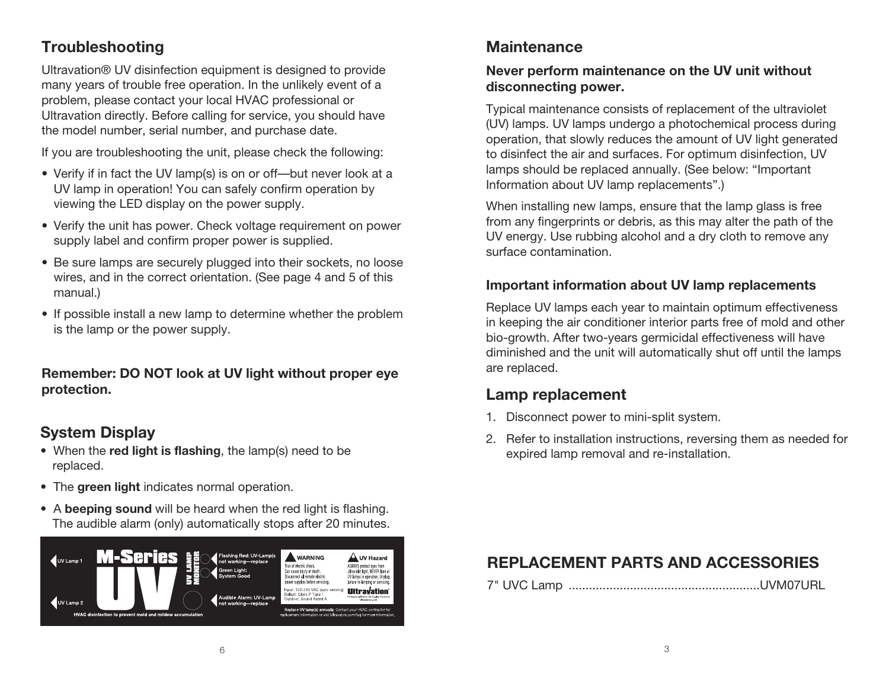## Troubleshooting

Ultravation® UV disinfection equipment is designed to provide many years of trouble free operation. In the unlikely event of a problem, please contact your local HVAC professional or Ultravation directly. Before calling for service, you should have the model number, serial number, and purchase date.

If you are troubleshooting the unit, please check the following:

- Verify if in fact the UV lamp(s) is on or off—but never look at a UV lamp in operation! You can safely confirm operation by viewing the LED display on the power supply.
- Verify the unit has power. Check voltage requirement on power supply label and confirm proper power is supplied.
- Be sure lamps are securely plugged into their sockets, no loose wires, and in the correct orientation. (See page 4 and 5 of this manual.)
- If possible install a new lamp to determine whether the problem is the lamp or the power supply.

**Remember: DO NOT look at UV light without proper eye protection.**

## System Display

- When the **red light is flashing**, the lamp(s) need to be replaced.
- The **green light** indicates normal operation.
- A **beeping sound** will be heard when the red light is flashing. The audible alarm (only) automatically stops after 20 minutes.

UV Lamp 1

UV Lamp 2

M-Series UV

UV LAMP MONITOR

Flashing Red: UV-Lamp(s) not working—replace

Green Light: System Good

Audible Alarm: UV-Lamp not working—replace

HVAC disinfection to prevent mold and mildew accumulation

WARNING
Risk of electric shock. Can cause injury or death. Disconnect all remote electric power supplies before servicing.

UV Hazard
ALWAYS protect eyes from ultraviolet light. NEVER look at UV lamps in operation. Unplug before re-lamping or servicing.

Input: 120-230 VAC (auto sensing)
Ballast: Class P Type 1
Outdoor, Sound Rated A

Ultravation
Professional Indoor Air Quality Products

Replace UV lamp(s) annually. Contact your HVAC contractor for replacement information or visit Ultravation.com/faq for more information.

## Maintenance

**Never perform maintenance on the UV unit without disconnecting power.**

Typical maintenance consists of replacement of the ultraviolet (UV) lamps. UV lamps undergo a photochemical process during operation, that slowly reduces the amount of UV light generated to disinfect the air and surfaces. For optimum disinfection, UV lamps should be replaced annually. (See below: "Important Information about UV lamp replacements".)

When installing new lamps, ensure that the lamp glass is free from any fingerprints or debris, as this may alter the path of the UV energy. Use rubbing alcohol and a dry cloth to remove any surface contamination.

### Important information about UV lamp replacements

Replace UV lamps each year to maintain optimum effectiveness in keeping the air conditioner interior parts free of mold and other bio-growth. After two-years germicidal effectiveness will have diminished and the unit will automatically shut off until the lamps are replaced.

## Lamp replacement

1. Disconnect power to mini-split system.
2. Refer to installation instructions, reversing them as needed for expired lamp removal and re-installation.

## REPLACEMENT PARTS AND ACCESSORIES

7" UVC Lamp .......................................................UVM07URL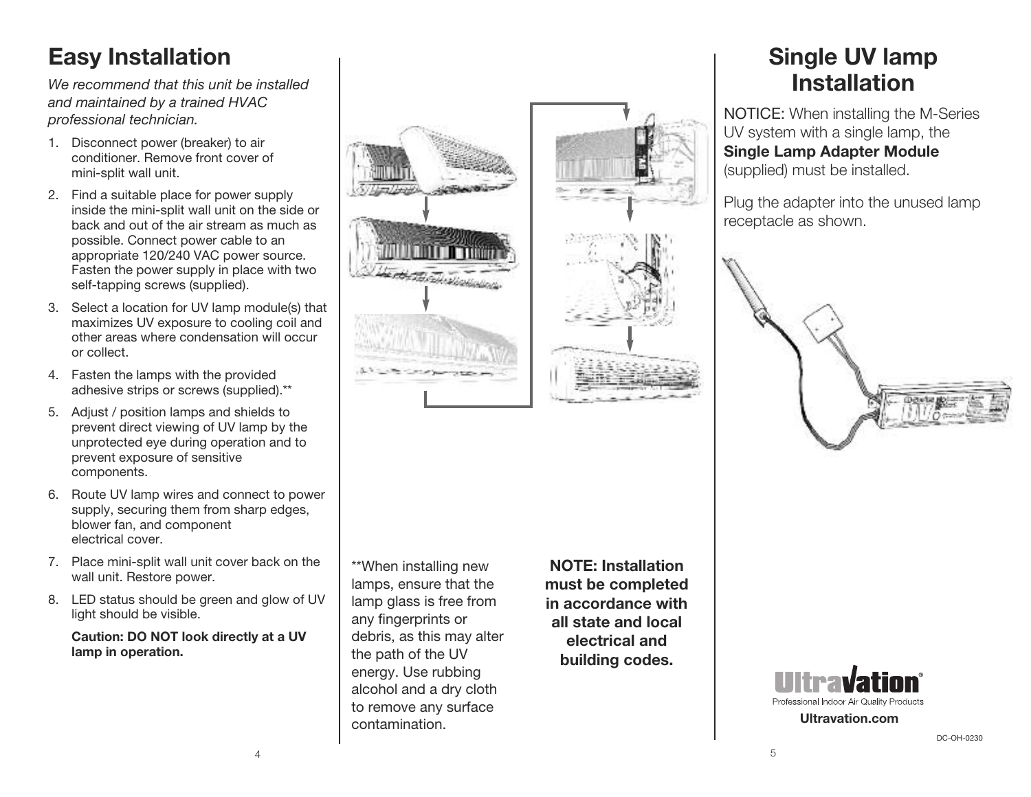# Easy Installation

*We recommend that this unit be installed and maintained by a trained HVAC professional technician.*

1. Disconnect power (breaker) to air conditioner. Remove front cover of mini-split wall unit.
2. Find a suitable place for power supply inside the mini-split wall unit on the side or back and out of the air stream as much as possible. Connect power cable to an appropriate 120/240 VAC power source. Fasten the power supply in place with two self-tapping screws (supplied).
3. Select a location for UV lamp module(s) that maximizes UV exposure to cooling coil and other areas where condensation will occur or collect.
4. Fasten the lamps with the provided adhesive strips or screws (supplied).**
5. Adjust / position lamps and shields to prevent direct viewing of UV lamp by the unprotected eye during operation and to prevent exposure of sensitive components.
6. Route UV lamp wires and connect to power supply, securing them from sharp edges, blower fan, and component electrical cover.
7. Place mini-split wall unit cover back on the wall unit. Restore power.
8. LED status should be green and glow of UV light should be visible.

   **Caution: DO NOT look directly at a UV lamp in operation.**

**When installing new lamps, ensure that the lamp glass is free from any fingerprints or debris, as this may alter the path of the UV energy. Use rubbing alcohol and a dry cloth to remove any surface contamination.

**NOTE: Installation must be completed in accordance with all state and local electrical and building codes.**

# Single UV lamp Installation

NOTICE: When installing the M-Series UV system with a single lamp, the **Single Lamp Adapter Module** (supplied) must be installed.

Plug the adapter into the unused lamp receptacle as shown.

UltraVation®

Professional Indoor Air Quality Products

**Ultravation.com**

DC-OH-0230